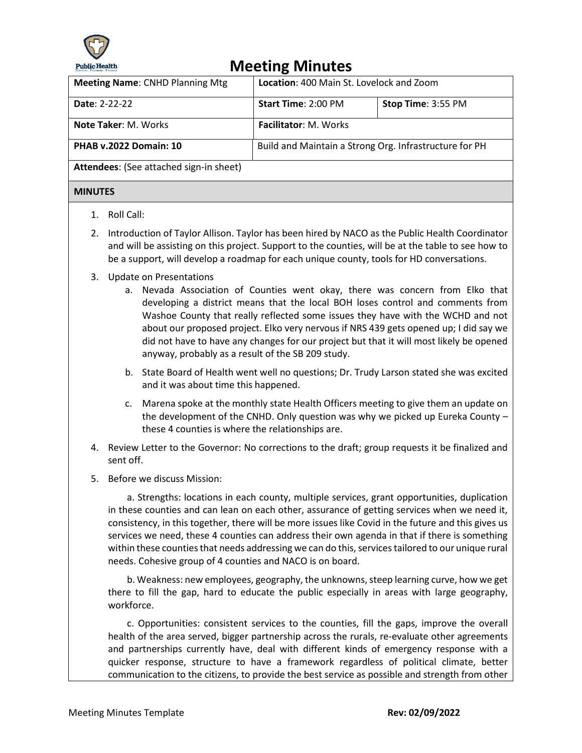# Meeting Minutes

| **Meeting Name**: CNHD Planning Mtg | **Location**: 400 Main St. Lovelock and Zoom | |
|---|---|---|
| **Date**: 2-22-22 | **Start Time**: 2:00 PM | **Stop Time**: 3:55 PM |
| **Note Taker**: M. Works | **Facilitator**: M. Works | |
| **PHAB v.2022 Domain: 10** | Build and Maintain a Strong Org. Infrastructure for PH | |
| **Attendees**: (See attached sign-in sheet) | | |

## MINUTES

1. Roll Call:
2. Introduction of Taylor Allison. Taylor has been hired by NACO as the Public Health Coordinator and will be assisting on this project. Support to the counties, will be at the table to see how to be a support, will develop a roadmap for each unique county, tools for HD conversations.
3. Update on Presentations
   a. Nevada Association of Counties went okay, there was concern from Elko that developing a district means that the local BOH loses control and comments from Washoe County that really reflected some issues they have with the WCHD and not about our proposed project. Elko very nervous if NRS 439 gets opened up; I did say we did not have to have any changes for our project but that it will most likely be opened anyway, probably as a result of the SB 209 study.
   b. State Board of Health went well no questions; Dr. Trudy Larson stated she was excited and it was about time this happened.
   c. Marena spoke at the monthly state Health Officers meeting to give them an update on the development of the CNHD. Only question was why we picked up Eureka County – these 4 counties is where the relationships are.
4. Review Letter to the Governor: No corrections to the draft; group requests it be finalized and sent off.
5. Before we discuss Mission:

   a. Strengths: locations in each county, multiple services, grant opportunities, duplication in these counties and can lean on each other, assurance of getting services when we need it, consistency, in this together, there will be more issues like Covid in the future and this gives us services we need, these 4 counties can address their own agenda in that if there is something within these counties that needs addressing we can do this, services tailored to our unique rural needs. Cohesive group of 4 counties and NACO is on board.

   b. Weakness: new employees, geography, the unknowns, steep learning curve, how we get there to fill the gap, hard to educate the public especially in areas with large geography, workforce.

   c. Opportunities: consistent services to the counties, fill the gaps, improve the overall health of the area served, bigger partnership across the rurals, re-evaluate other agreements and partnerships currently have, deal with different kinds of emergency response with a quicker response, structure to have a framework regardless of political climate, better communication to the citizens, to provide the best service as possible and strength from other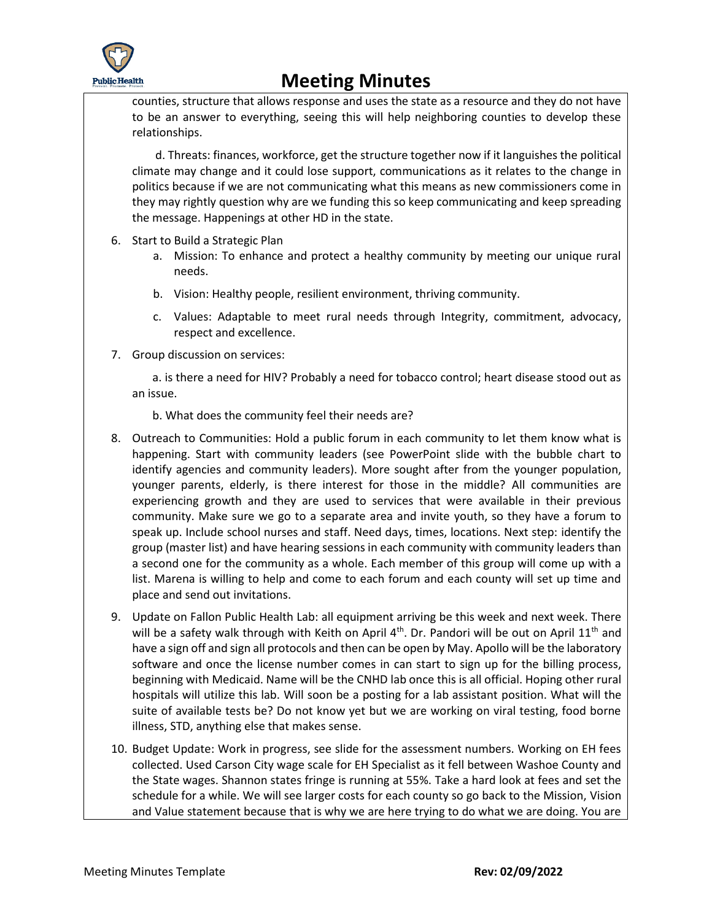counties, structure that allows response and uses the state as a resource and they do not have to be an answer to everything, seeing this will help neighboring counties to develop these relationships.

d. Threats: finances, workforce, get the structure together now if it languishes the political climate may change and it could lose support, communications as it relates to the change in politics because if we are not communicating what this means as new commissioners come in they may rightly question why are we funding this so keep communicating and keep spreading the message. Happenings at other HD in the state.

6. Start to Build a Strategic Plan
   a. Mission: To enhance and protect a healthy community by meeting our unique rural needs.
   b. Vision: Healthy people, resilient environment, thriving community.
   c. Values: Adaptable to meet rural needs through Integrity, commitment, advocacy, respect and excellence.
7. Group discussion on services:

   a. is there a need for HIV? Probably a need for tobacco control; heart disease stood out as an issue.

   b. What does the community feel their needs are?
8. Outreach to Communities: Hold a public forum in each community to let them know what is happening. Start with community leaders (see PowerPoint slide with the bubble chart to identify agencies and community leaders). More sought after from the younger population, younger parents, elderly, is there interest for those in the middle? All communities are experiencing growth and they are used to services that were available in their previous community. Make sure we go to a separate area and invite youth, so they have a forum to speak up. Include school nurses and staff. Need days, times, locations. Next step: identify the group (master list) and have hearing sessions in each community with community leaders than a second one for the community as a whole. Each member of this group will come up with a list. Marena is willing to help and come to each forum and each county will set up time and place and send out invitations.
9. Update on Fallon Public Health Lab: all equipment arriving be this week and next week. There will be a safety walk through with Keith on April 4th. Dr. Pandori will be out on April 11th and have a sign off and sign all protocols and then can be open by May. Apollo will be the laboratory software and once the license number comes in can start to sign up for the billing process, beginning with Medicaid. Name will be the CNHD lab once this is all official. Hoping other rural hospitals will utilize this lab. Will soon be a posting for a lab assistant position. What will the suite of available tests be? Do not know yet but we are working on viral testing, food borne illness, STD, anything else that makes sense.
10. Budget Update: Work in progress, see slide for the assessment numbers. Working on EH fees collected. Used Carson City wage scale for EH Specialist as it fell between Washoe County and the State wages. Shannon states fringe is running at 55%. Take a hard look at fees and set the schedule for a while. We will see larger costs for each county so go back to the Mission, Vision and Value statement because that is why we are here trying to do what we are doing. You are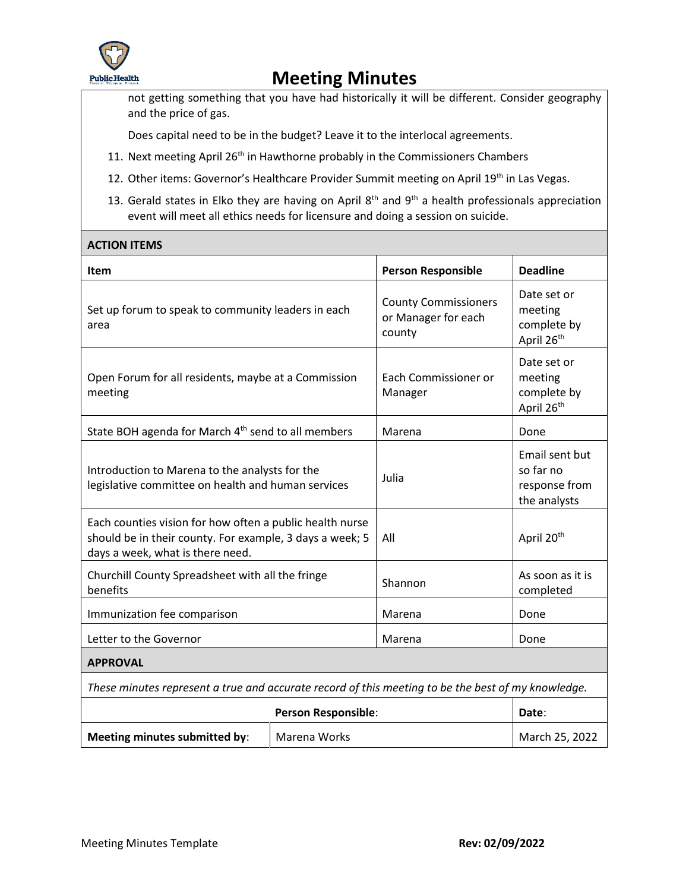# Meeting Minutes

not getting something that you have had historically it will be different. Consider geography and the price of gas.

Does capital need to be in the budget? Leave it to the interlocal agreements.

11. Next meeting April 26th in Hawthorne probably in the Commissioners Chambers
12. Other items: Governor's Healthcare Provider Summit meeting on April 19th in Las Vegas.
13. Gerald states in Elko they are having on April 8th and 9th a health professionals appreciation event will meet all ethics needs for licensure and doing a session on suicide.

**ACTION ITEMS**

| Item | Person Responsible | Deadline |
|---|---|---|
| Set up forum to speak to community leaders in each area | County Commissioners or Manager for each county | Date set or meeting complete by April 26th |
| Open Forum for all residents, maybe at a Commission meeting | Each Commissioner or Manager | Date set or meeting complete by April 26th |
| State BOH agenda for March 4th send to all members | Marena | Done |
| Introduction to Marena to the analysts for the legislative committee on health and human services | Julia | Email sent but so far no response from the analysts |
| Each counties vision for how often a public health nurse should be in their county. For example, 3 days a week; 5 days a week, what is there need. | All | April 20th |
| Churchill County Spreadsheet with all the fringe benefits | Shannon | As soon as it is completed |
| Immunization fee comparison | Marena | Done |
| Letter to the Governor | Marena | Done |

**APPROVAL**

*These minutes represent a true and accurate record of this meeting to be the best of my knowledge.*

| | Person Responsible: | Date: |
|---|---|---|
| **Meeting minutes submitted by**: | Marena Works | March 25, 2022 |